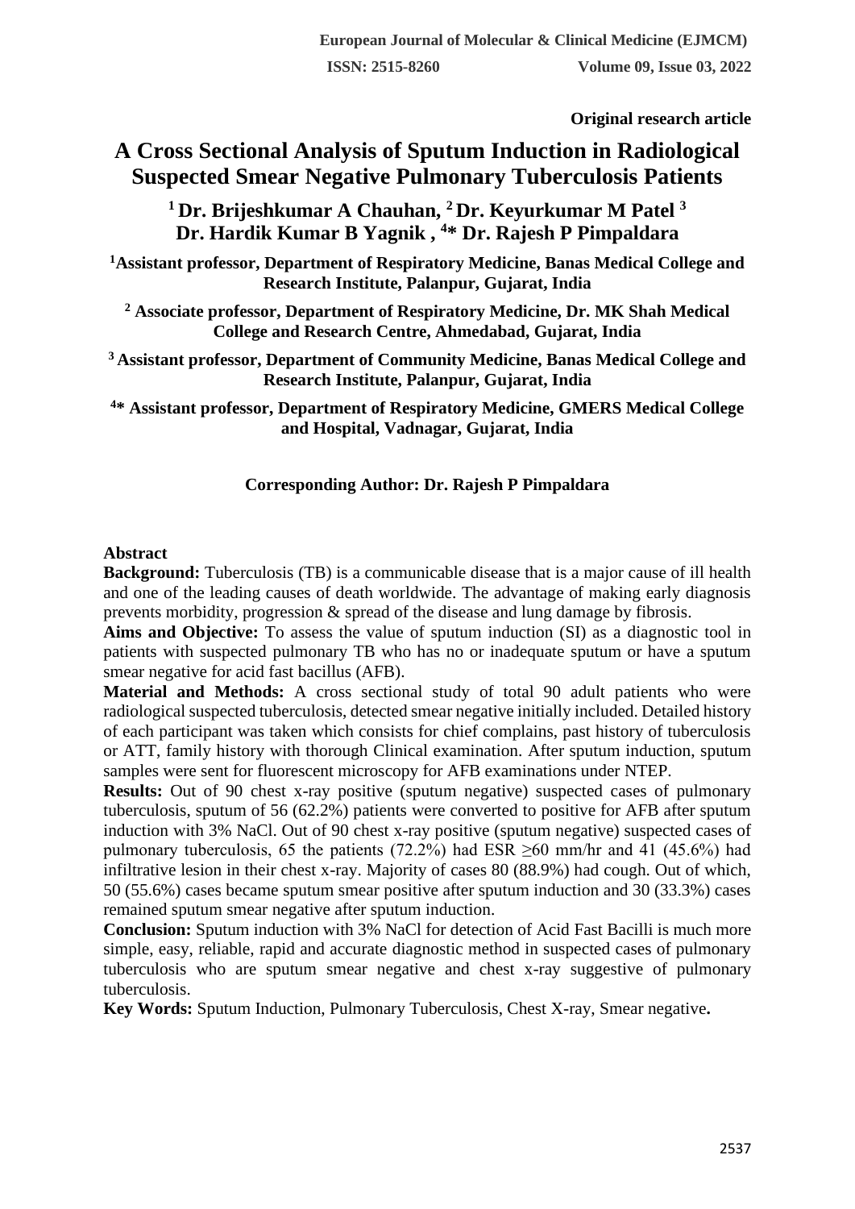Original research article

# A Cross Sectional Analysis of Sputum Induction in Radiological Suspected Smear Negative Pulmonary Tuberculosis Patients

**[1] Dr. Brijeshkumar A Chauhan, [2] Dr. Keyurkumar M Patel [3] Dr. Hardik Kumar B Yagnik , [4]* Dr. Rajesh P Pimpaldara**

**[1]Assistant professor, Department of Respiratory Medicine, Banas Medical College and Research Institute, Palanpur, Gujarat, India**

**[2] Associate professor, Department of Respiratory Medicine, Dr. MK Shah Medical College and Research Centre, Ahmedabad, Gujarat, India**

**[3] Assistant professor, Department of Community Medicine, Banas Medical College and Research Institute, Palanpur, Gujarat, India**

**[4]* Assistant professor, Department of Respiratory Medicine, GMERS Medical College and Hospital, Vadnagar, Gujarat, India**

**Corresponding Author: Dr. Rajesh P Pimpaldara**

## Abstract

**Background:** Tuberculosis (TB) is a communicable disease that is a major cause of ill health and one of the leading causes of death worldwide. The advantage of making early diagnosis prevents morbidity, progression & spread of the disease and lung damage by fibrosis.

**Aims and Objective:** To assess the value of sputum induction (SI) as a diagnostic tool in patients with suspected pulmonary TB who has no or inadequate sputum or have a sputum smear negative for acid fast bacillus (AFB).

**Material and Methods:** A cross sectional study of total 90 adult patients who were radiological suspected tuberculosis, detected smear negative initially included. Detailed history of each participant was taken which consists for chief complains, past history of tuberculosis or ATT, family history with thorough Clinical examination. After sputum induction, sputum samples were sent for fluorescent microscopy for AFB examinations under NTEP.

**Results:** Out of 90 chest x-ray positive (sputum negative) suspected cases of pulmonary tuberculosis, sputum of 56 (62.2%) patients were converted to positive for AFB after sputum induction with 3% NaCl. Out of 90 chest x-ray positive (sputum negative) suspected cases of pulmonary tuberculosis, 65 the patients (72.2%) had ESR $\geq$60 mm/hr and 41 (45.6%) had infiltrative lesion in their chest x-ray. Majority of cases 80 (88.9%) had cough. Out of which, 50 (55.6%) cases became sputum smear positive after sputum induction and 30 (33.3%) cases remained sputum smear negative after sputum induction.

**Conclusion:** Sputum induction with 3% NaCl for detection of Acid Fast Bacilli is much more simple, easy, reliable, rapid and accurate diagnostic method in suspected cases of pulmonary tuberculosis who are sputum smear negative and chest x-ray suggestive of pulmonary tuberculosis.

**Key Words:** Sputum Induction, Pulmonary Tuberculosis, Chest X-ray, Smear negative**.**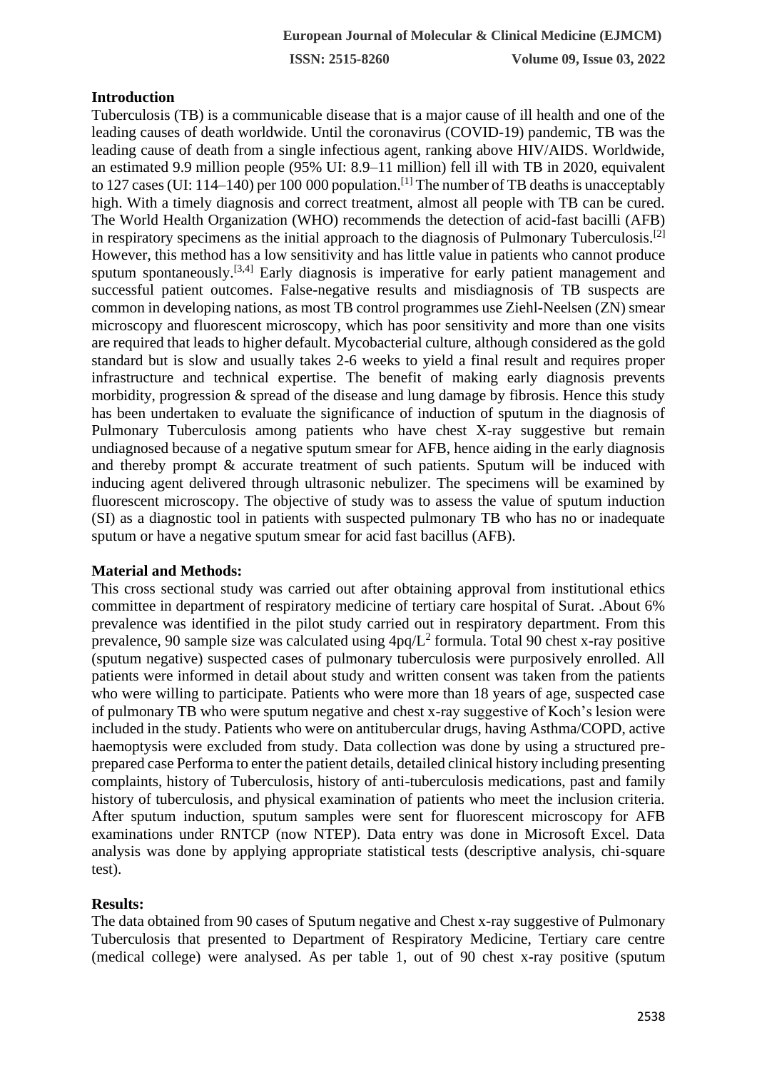## Introduction

Tuberculosis (TB) is a communicable disease that is a major cause of ill health and one of the leading causes of death worldwide. Until the coronavirus (COVID-19) pandemic, TB was the leading cause of death from a single infectious agent, ranking above HIV/AIDS. Worldwide, an estimated 9.9 million people (95% UI: 8.9–11 million) fell ill with TB in 2020, equivalent to 127 cases (UI: 114–140) per 100 000 population.[1] The number of TB deaths is unacceptably high. With a timely diagnosis and correct treatment, almost all people with TB can be cured. The World Health Organization (WHO) recommends the detection of acid-fast bacilli (AFB) in respiratory specimens as the initial approach to the diagnosis of Pulmonary Tuberculosis.[2] However, this method has a low sensitivity and has little value in patients who cannot produce sputum spontaneously.[3,4] Early diagnosis is imperative for early patient management and successful patient outcomes. False-negative results and misdiagnosis of TB suspects are common in developing nations, as most TB control programmes use Ziehl-Neelsen (ZN) smear microscopy and fluorescent microscopy, which has poor sensitivity and more than one visits are required that leads to higher default. Mycobacterial culture, although considered as the gold standard but is slow and usually takes 2-6 weeks to yield a final result and requires proper infrastructure and technical expertise. The benefit of making early diagnosis prevents morbidity, progression & spread of the disease and lung damage by fibrosis. Hence this study has been undertaken to evaluate the significance of induction of sputum in the diagnosis of Pulmonary Tuberculosis among patients who have chest X-ray suggestive but remain undiagnosed because of a negative sputum smear for AFB, hence aiding in the early diagnosis and thereby prompt & accurate treatment of such patients. Sputum will be induced with inducing agent delivered through ultrasonic nebulizer. The specimens will be examined by fluorescent microscopy. The objective of study was to assess the value of sputum induction (SI) as a diagnostic tool in patients with suspected pulmonary TB who has no or inadequate sputum or have a negative sputum smear for acid fast bacillus (AFB).

## Material and Methods:

This cross sectional study was carried out after obtaining approval from institutional ethics committee in department of respiratory medicine of tertiary care hospital of Surat. .About 6% prevalence was identified in the pilot study carried out in respiratory department. From this prevalence, 90 sample size was calculated using $4pq/L^2$ formula. Total 90 chest x-ray positive (sputum negative) suspected cases of pulmonary tuberculosis were purposively enrolled. All patients were informed in detail about study and written consent was taken from the patients who were willing to participate. Patients who were more than 18 years of age, suspected case of pulmonary TB who were sputum negative and chest x-ray suggestive of Koch's lesion were included in the study. Patients who were on antitubercular drugs, having Asthma/COPD, active haemoptysis were excluded from study. Data collection was done by using a structured pre-prepared case Performa to enter the patient details, detailed clinical history including presenting complaints, history of Tuberculosis, history of anti-tuberculosis medications, past and family history of tuberculosis, and physical examination of patients who meet the inclusion criteria. After sputum induction, sputum samples were sent for fluorescent microscopy for AFB examinations under RNTCP (now NTEP). Data entry was done in Microsoft Excel. Data analysis was done by applying appropriate statistical tests (descriptive analysis, chi-square test).

## Results:

The data obtained from 90 cases of Sputum negative and Chest x-ray suggestive of Pulmonary Tuberculosis that presented to Department of Respiratory Medicine, Tertiary care centre (medical college) were analysed. As per table 1, out of 90 chest x-ray positive (sputum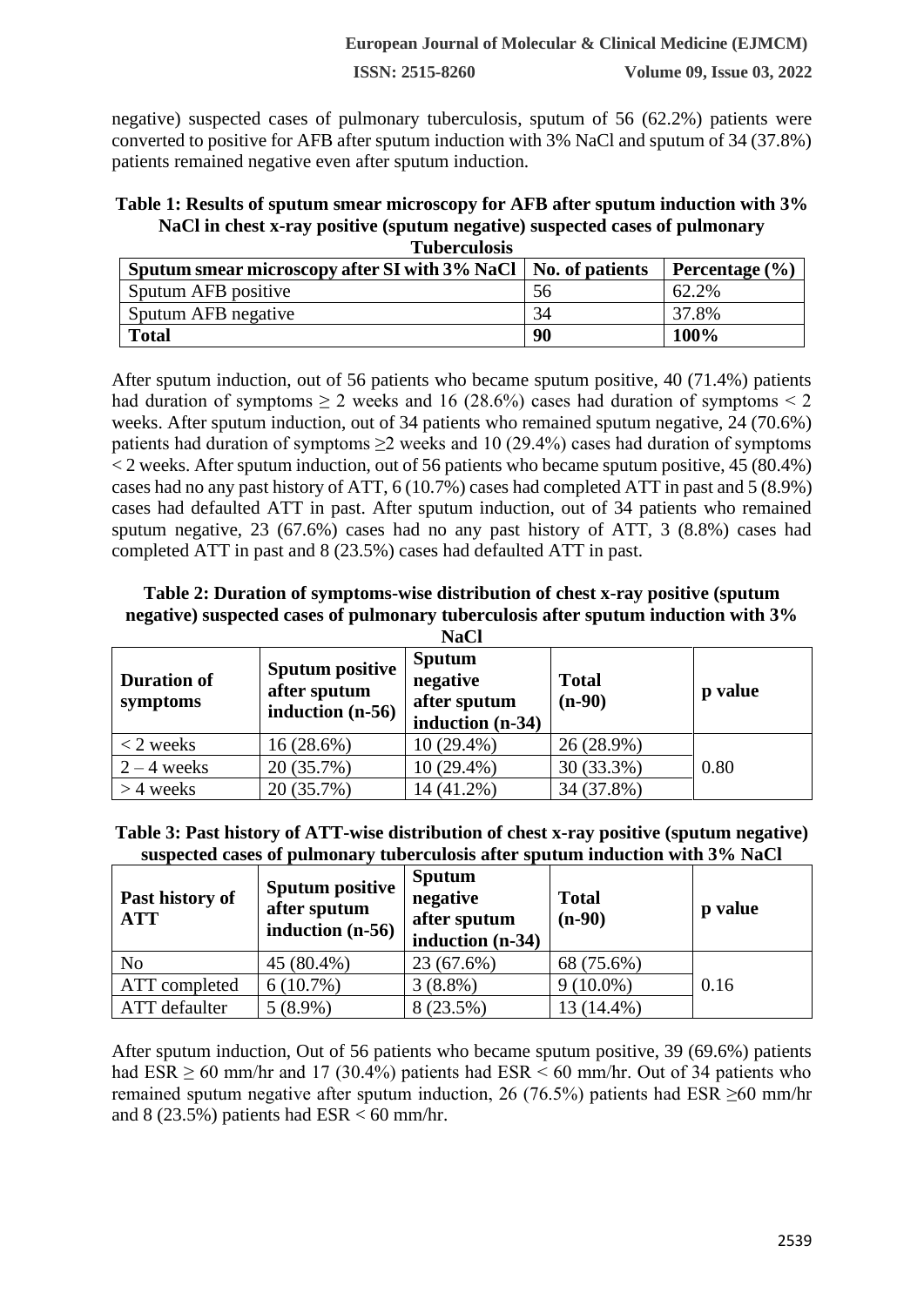negative) suspected cases of pulmonary tuberculosis, sputum of 56 (62.2%) patients were converted to positive for AFB after sputum induction with 3% NaCl and sputum of 34 (37.8%) patients remained negative even after sputum induction.

**Table 1: Results of sputum smear microscopy for AFB after sputum induction with 3% NaCl in chest x-ray positive (sputum negative) suspected cases of pulmonary Tuberculosis**

| Sputum smear microscopy after SI with 3% NaCl | No. of patients | Percentage (%) |
|---|---|---|
| Sputum AFB positive | 56 | 62.2% |
| Sputum AFB negative | 34 | 37.8% |
| **Total** | **90** | **100%** |

After sputum induction, out of 56 patients who became sputum positive, 40 (71.4%) patients had duration of symptoms ≥ 2 weeks and 16 (28.6%) cases had duration of symptoms < 2 weeks. After sputum induction, out of 34 patients who remained sputum negative, 24 (70.6%) patients had duration of symptoms ≥2 weeks and 10 (29.4%) cases had duration of symptoms < 2 weeks. After sputum induction, out of 56 patients who became sputum positive, 45 (80.4%) cases had no any past history of ATT, 6 (10.7%) cases had completed ATT in past and 5 (8.9%) cases had defaulted ATT in past. After sputum induction, out of 34 patients who remained sputum negative, 23 (67.6%) cases had no any past history of ATT, 3 (8.8%) cases had completed ATT in past and 8 (23.5%) cases had defaulted ATT in past.

**Table 2: Duration of symptoms-wise distribution of chest x-ray positive (sputum negative) suspected cases of pulmonary tuberculosis after sputum induction with 3% NaCl**

| Duration of symptoms | Sputum positive after sputum induction (n-56) | Sputum negative after sputum induction (n-34) | Total (n-90) | p value |
|---|---|---|---|---|
| < 2 weeks | 16 (28.6%) | 10 (29.4%) | 26 (28.9%) | 0.80 |
| 2 – 4 weeks | 20 (35.7%) | 10 (29.4%) | 30 (33.3%) | |
| > 4 weeks | 20 (35.7%) | 14 (41.2%) | 34 (37.8%) | |

**Table 3: Past history of ATT-wise distribution of chest x-ray positive (sputum negative) suspected cases of pulmonary tuberculosis after sputum induction with 3% NaCl**

| Past history of ATT | Sputum positive after sputum induction (n-56) | Sputum negative after sputum induction (n-34) | Total (n-90) | p value |
|---|---|---|---|---|
| No | 45 (80.4%) | 23 (67.6%) | 68 (75.6%) | 0.16 |
| ATT completed | 6 (10.7%) | 3 (8.8%) | 9 (10.0%) | |
| ATT defaulter | 5 (8.9%) | 8 (23.5%) | 13 (14.4%) | |

After sputum induction, Out of 56 patients who became sputum positive, 39 (69.6%) patients had ESR ≥ 60 mm/hr and 17 (30.4%) patients had ESR < 60 mm/hr. Out of 34 patients who remained sputum negative after sputum induction, 26 (76.5%) patients had ESR ≥60 mm/hr and 8 (23.5%) patients had ESR < 60 mm/hr.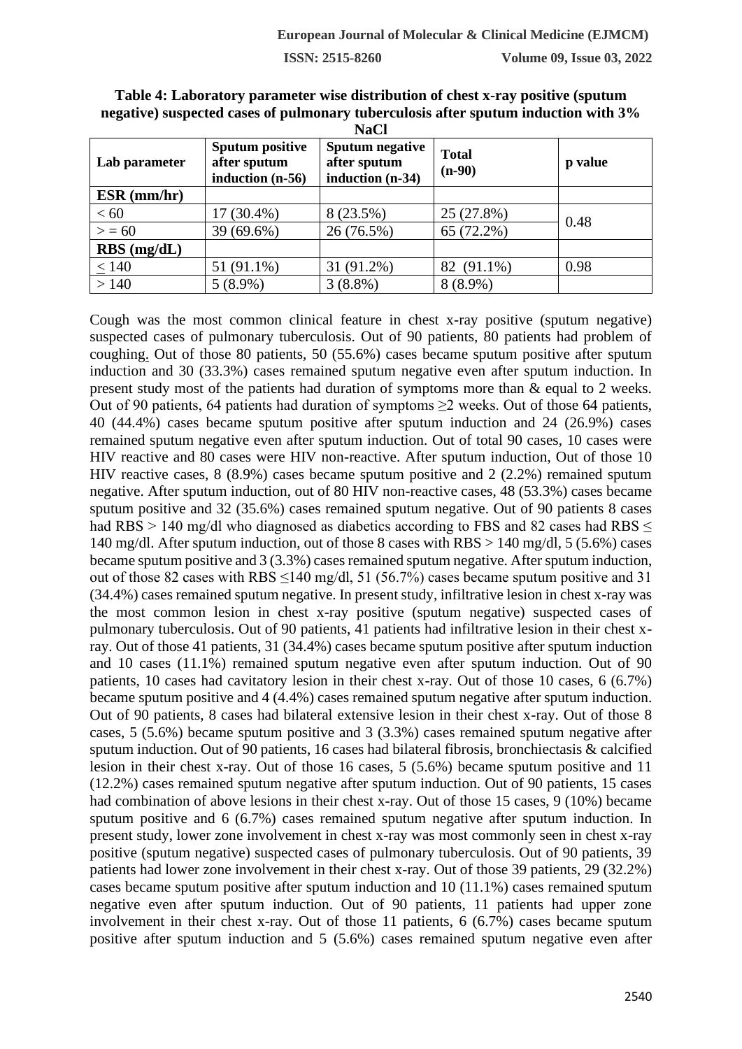**Table 4: Laboratory parameter wise distribution of chest x-ray positive (sputum negative) suspected cases of pulmonary tuberculosis after sputum induction with 3% NaCl**

| Lab parameter | Sputum positive after sputum induction (n-56) | Sputum negative after sputum induction (n-34) | Total (n-90) | p value |
|---|---|---|---|---|
| **ESR (mm/hr)** | | | | |
| < 60 | 17 (30.4%) | 8 (23.5%) | 25 (27.8%) | 0.48 |
| > = 60 | 39 (69.6%) | 26 (76.5%) | 65 (72.2%) | |
| **RBS (mg/dL)** | | | | |
| ≤ 140 | 51 (91.1%) | 31 (91.2%) | 82 (91.1%) | 0.98 |
| > 140 | 5 (8.9%) | 3 (8.8%) | 8 (8.9%) | |

Cough was the most common clinical feature in chest x-ray positive (sputum negative) suspected cases of pulmonary tuberculosis. Out of 90 patients, 80 patients had problem of coughing. Out of those 80 patients, 50 (55.6%) cases became sputum positive after sputum induction and 30 (33.3%) cases remained sputum negative even after sputum induction. In present study most of the patients had duration of symptoms more than & equal to 2 weeks. Out of 90 patients, 64 patients had duration of symptoms ≥2 weeks. Out of those 64 patients, 40 (44.4%) cases became sputum positive after sputum induction and 24 (26.9%) cases remained sputum negative even after sputum induction. Out of total 90 cases, 10 cases were HIV reactive and 80 cases were HIV non-reactive. After sputum induction, Out of those 10 HIV reactive cases, 8 (8.9%) cases became sputum positive and 2 (2.2%) remained sputum negative. After sputum induction, out of 80 HIV non-reactive cases, 48 (53.3%) cases became sputum positive and 32 (35.6%) cases remained sputum negative. Out of 90 patients 8 cases had RBS > 140 mg/dl who diagnosed as diabetics according to FBS and 82 cases had RBS ≤ 140 mg/dl. After sputum induction, out of those 8 cases with RBS > 140 mg/dl, 5 (5.6%) cases became sputum positive and 3 (3.3%) cases remained sputum negative. After sputum induction, out of those 82 cases with RBS ≤140 mg/dl, 51 (56.7%) cases became sputum positive and 31 (34.4%) cases remained sputum negative. In present study, infiltrative lesion in chest x-ray was the most common lesion in chest x-ray positive (sputum negative) suspected cases of pulmonary tuberculosis. Out of 90 patients, 41 patients had infiltrative lesion in their chest x-ray. Out of those 41 patients, 31 (34.4%) cases became sputum positive after sputum induction and 10 cases (11.1%) remained sputum negative even after sputum induction. Out of 90 patients, 10 cases had cavitatory lesion in their chest x-ray. Out of those 10 cases, 6 (6.7%) became sputum positive and 4 (4.4%) cases remained sputum negative after sputum induction. Out of 90 patients, 8 cases had bilateral extensive lesion in their chest x-ray. Out of those 8 cases, 5 (5.6%) became sputum positive and 3 (3.3%) cases remained sputum negative after sputum induction. Out of 90 patients, 16 cases had bilateral fibrosis, bronchiectasis & calcified lesion in their chest x-ray. Out of those 16 cases, 5 (5.6%) became sputum positive and 11 (12.2%) cases remained sputum negative after sputum induction. Out of 90 patients, 15 cases had combination of above lesions in their chest x-ray. Out of those 15 cases, 9 (10%) became sputum positive and 6 (6.7%) cases remained sputum negative after sputum induction. In present study, lower zone involvement in chest x-ray was most commonly seen in chest x-ray positive (sputum negative) suspected cases of pulmonary tuberculosis. Out of 90 patients, 39 patients had lower zone involvement in their chest x-ray. Out of those 39 patients, 29 (32.2%) cases became sputum positive after sputum induction and 10 (11.1%) cases remained sputum negative even after sputum induction. Out of 90 patients, 11 patients had upper zone involvement in their chest x-ray. Out of those 11 patients, 6 (6.7%) cases became sputum positive after sputum induction and 5 (5.6%) cases remained sputum negative even after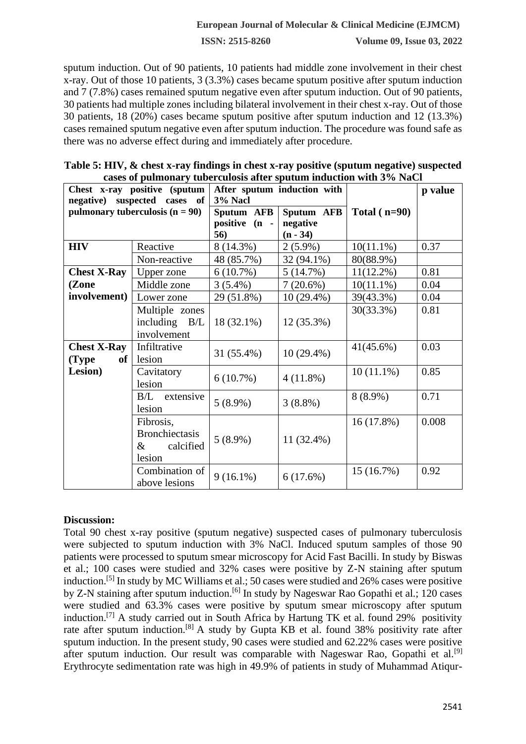sputum induction. Out of 90 patients, 10 patients had middle zone involvement in their chest x-ray. Out of those 10 patients, 3 (3.3%) cases became sputum positive after sputum induction and 7 (7.8%) cases remained sputum negative even after sputum induction. Out of 90 patients, 30 patients had multiple zones including bilateral involvement in their chest x-ray. Out of those 30 patients, 18 (20%) cases became sputum positive after sputum induction and 12 (13.3%) cases remained sputum negative even after sputum induction. The procedure was found safe as there was no adverse effect during and immediately after procedure.

**Table 5: HIV, & chest x-ray findings in chest x-ray positive (sputum negative) suspected cases of pulmonary tuberculosis after sputum induction with 3% NaCl**

| Chest x-ray positive (sputum negative) suspected cases of pulmonary tuberculosis (n = 90) | | After sputum induction with 3% Nacl | | Total ( n=90) | p value |
|---|---|---|---|---|---|
| | | Sputum AFB positive (n - 56) | Sputum AFB negative (n - 34) | | |
| **HIV** | Reactive | 8 (14.3%) | 2 (5.9%) | 10(11.1%) | 0.37 |
| | Non-reactive | 48 (85.7%) | 32 (94.1%) | 80(88.9%) | |
| **Chest X-Ray (Zone involvement)** | Upper zone | 6 (10.7%) | 5 (14.7%) | 11(12.2%) | 0.81 |
| | Middle zone | 3 (5.4%) | 7 (20.6%) | 10(11.1%) | 0.04 |
| | Lower zone | 29 (51.8%) | 10 (29.4%) | 39(43.3%) | 0.04 |
| | Multiple zones including B/L involvement | 18 (32.1%) | 12 (35.3%) | 30(33.3%) | 0.81 |
| **Chest X-Ray (Type of Lesion)** | Infiltrative lesion | 31 (55.4%) | 10 (29.4%) | 41(45.6%) | 0.03 |
| | Cavitatory lesion | 6 (10.7%) | 4 (11.8%) | 10 (11.1%) | 0.85 |
| | B/L extensive lesion | 5 (8.9%) | 3 (8.8%) | 8 (8.9%) | 0.71 |
| | Fibrosis, Bronchiectasis & calcified lesion | 5 (8.9%) | 11 (32.4%) | 16 (17.8%) | 0.008 |
| | Combination of above lesions | 9 (16.1%) | 6 (17.6%) | 15 (16.7%) | 0.92 |

**Discussion:**

Total 90 chest x-ray positive (sputum negative) suspected cases of pulmonary tuberculosis were subjected to sputum induction with 3% NaCl. Induced sputum samples of those 90 patients were processed to sputum smear microscopy for Acid Fast Bacilli. In study by Biswas et al.; 100 cases were studied and 32% cases were positive by Z-N staining after sputum induction.[5] In study by MC Williams et al.; 50 cases were studied and 26% cases were positive by Z-N staining after sputum induction.[6] In study by Nageswar Rao Gopathi et al.; 120 cases were studied and 63.3% cases were positive by sputum smear microscopy after sputum induction.[7] A study carried out in South Africa by Hartung TK et al. found 29% positivity rate after sputum induction.[8] A study by Gupta KB et al. found 38% positivity rate after sputum induction. In the present study, 90 cases were studied and 62.22% cases were positive after sputum induction. Our result was comparable with Nageswar Rao, Gopathi et al.[9] Erythrocyte sedimentation rate was high in 49.9% of patients in study of Muhammad Atiqur-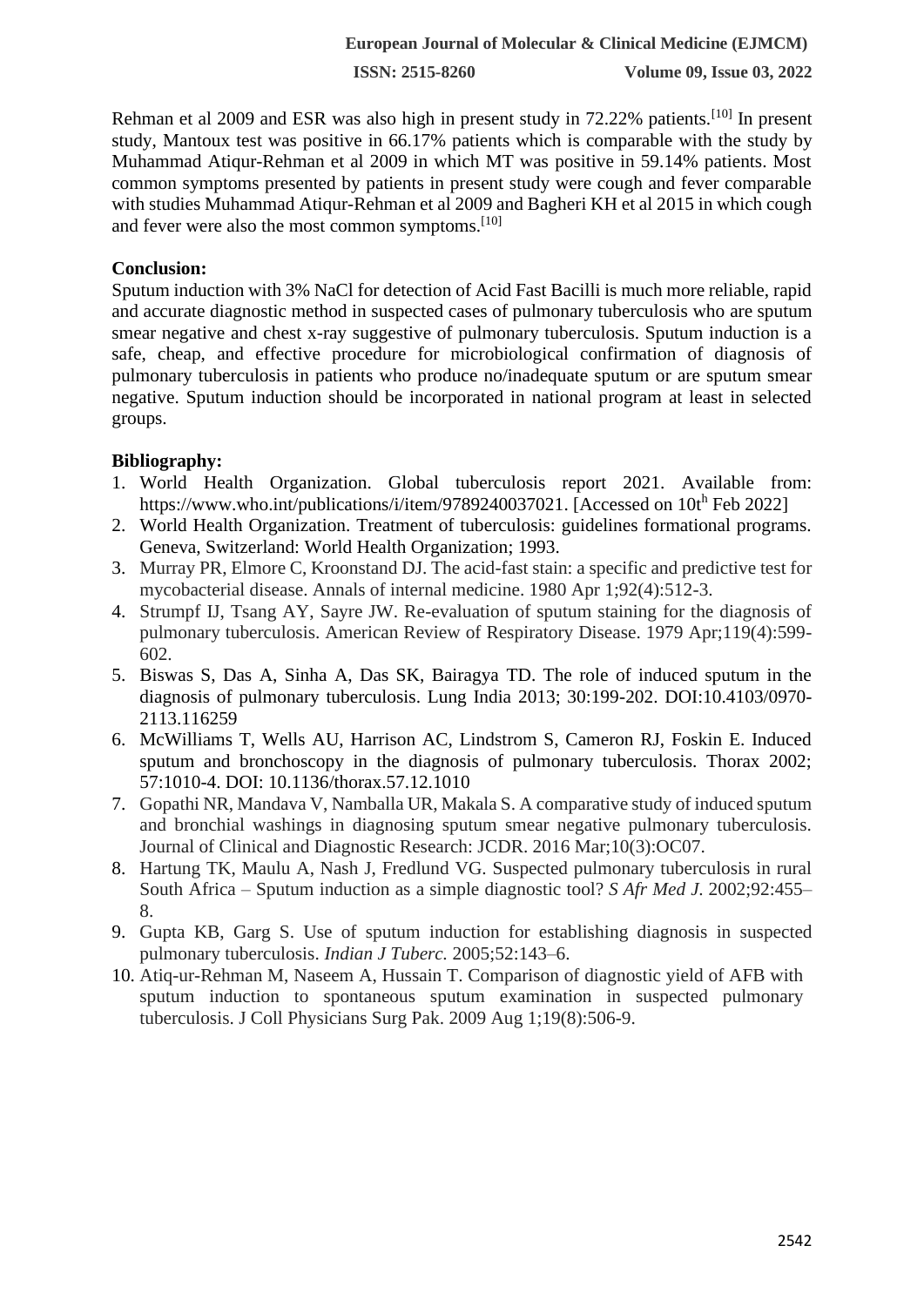Rehman et al 2009 and ESR was also high in present study in 72.22% patients.[10] In present study, Mantoux test was positive in 66.17% patients which is comparable with the study by Muhammad Atiqur-Rehman et al 2009 in which MT was positive in 59.14% patients. Most common symptoms presented by patients in present study were cough and fever comparable with studies Muhammad Atiqur-Rehman et al 2009 and Bagheri KH et al 2015 in which cough and fever were also the most common symptoms.[10]

**Conclusion:**

Sputum induction with 3% NaCl for detection of Acid Fast Bacilli is much more reliable, rapid and accurate diagnostic method in suspected cases of pulmonary tuberculosis who are sputum smear negative and chest x-ray suggestive of pulmonary tuberculosis. Sputum induction is a safe, cheap, and effective procedure for microbiological confirmation of diagnosis of pulmonary tuberculosis in patients who produce no/inadequate sputum or are sputum smear negative. Sputum induction should be incorporated in national program at least in selected groups.

**Bibliography:**

1. World Health Organization. Global tuberculosis report 2021. Available from: https://www.who.int/publications/i/item/9789240037021. [Accessed on 10t[h] Feb 2022]
2. World Health Organization. Treatment of tuberculosis: guidelines formational programs. Geneva, Switzerland: World Health Organization; 1993.
3. Murray PR, Elmore C, Kroonstand DJ. The acid-fast stain: a specific and predictive test for mycobacterial disease. Annals of internal medicine. 1980 Apr 1;92(4):512-3.
4. Strumpf IJ, Tsang AY, Sayre JW. Re-evaluation of sputum staining for the diagnosis of pulmonary tuberculosis. American Review of Respiratory Disease. 1979 Apr;119(4):599-602.
5. Biswas S, Das A, Sinha A, Das SK, Bairagya TD. The role of induced sputum in the diagnosis of pulmonary tuberculosis. Lung India 2013; 30:199-202. DOI:10.4103/0970-2113.116259
6. McWilliams T, Wells AU, Harrison AC, Lindstrom S, Cameron RJ, Foskin E. Induced sputum and bronchoscopy in the diagnosis of pulmonary tuberculosis. Thorax 2002; 57:1010-4. DOI: 10.1136/thorax.57.12.1010
7. Gopathi NR, Mandava V, Namballa UR, Makala S. A comparative study of induced sputum and bronchial washings in diagnosing sputum smear negative pulmonary tuberculosis. Journal of Clinical and Diagnostic Research: JCDR. 2016 Mar;10(3):OC07.
8. Hartung TK, Maulu A, Nash J, Fredlund VG. Suspected pulmonary tuberculosis in rural South Africa – Sputum induction as a simple diagnostic tool? *S Afr Med J.* 2002;92:455–8.
9. Gupta KB, Garg S. Use of sputum induction for establishing diagnosis in suspected pulmonary tuberculosis. *Indian J Tuberc.* 2005;52:143–6.
10. Atiq-ur-Rehman M, Naseem A, Hussain T. Comparison of diagnostic yield of AFB with sputum induction to spontaneous sputum examination in suspected pulmonary tuberculosis. J Coll Physicians Surg Pak. 2009 Aug 1;19(8):506-9.